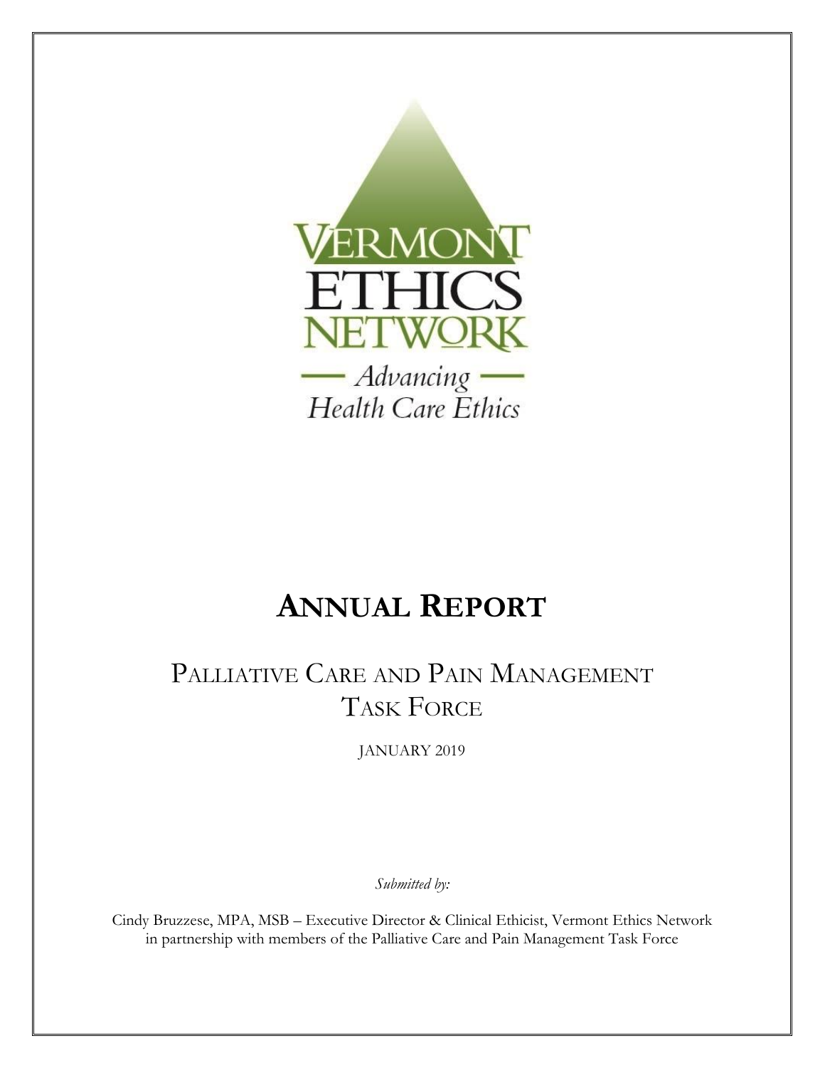VERMONT ETHICS NETWORK

— Advancing —
Health Care Ethics

# ANNUAL REPORT

## PALLIATIVE CARE AND PAIN MANAGEMENT TASK FORCE

JANUARY 2019

*Submitted by:*

Cindy Bruzzese, MPA, MSB – Executive Director & Clinical Ethicist, Vermont Ethics Network in partnership with members of the Palliative Care and Pain Management Task Force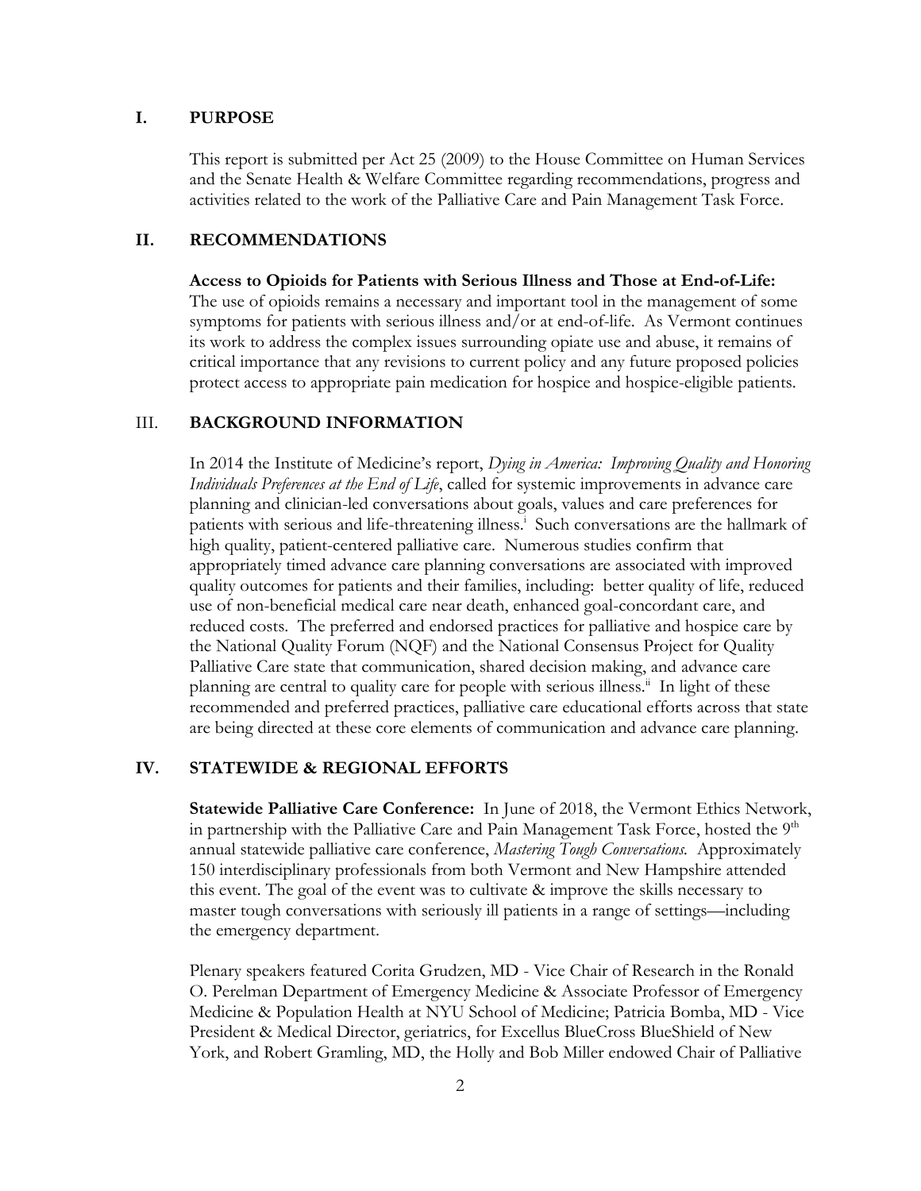## I. PURPOSE

This report is submitted per Act 25 (2009) to the House Committee on Human Services and the Senate Health & Welfare Committee regarding recommendations, progress and activities related to the work of the Palliative Care and Pain Management Task Force.

## II. RECOMMENDATIONS

**Access to Opioids for Patients with Serious Illness and Those at End-of-Life:** The use of opioids remains a necessary and important tool in the management of some symptoms for patients with serious illness and/or at end-of-life. As Vermont continues its work to address the complex issues surrounding opiate use and abuse, it remains of critical importance that any revisions to current policy and any future proposed policies protect access to appropriate pain medication for hospice and hospice-eligible patients.

## III. BACKGROUND INFORMATION

In 2014 the Institute of Medicine's report, *Dying in America: Improving Quality and Honoring Individuals Preferences at the End of Life*, called for systemic improvements in advance care planning and clinician-led conversations about goals, values and care preferences for patients with serious and life-threatening illness.[i] Such conversations are the hallmark of high quality, patient-centered palliative care. Numerous studies confirm that appropriately timed advance care planning conversations are associated with improved quality outcomes for patients and their families, including: better quality of life, reduced use of non-beneficial medical care near death, enhanced goal-concordant care, and reduced costs. The preferred and endorsed practices for palliative and hospice care by the National Quality Forum (NQF) and the National Consensus Project for Quality Palliative Care state that communication, shared decision making, and advance care planning are central to quality care for people with serious illness.[ii] In light of these recommended and preferred practices, palliative care educational efforts across that state are being directed at these core elements of communication and advance care planning.

## IV. STATEWIDE & REGIONAL EFFORTS

**Statewide Palliative Care Conference:** In June of 2018, the Vermont Ethics Network, in partnership with the Palliative Care and Pain Management Task Force, hosted the 9th annual statewide palliative care conference, *Mastering Tough Conversations.* Approximately 150 interdisciplinary professionals from both Vermont and New Hampshire attended this event. The goal of the event was to cultivate & improve the skills necessary to master tough conversations with seriously ill patients in a range of settings—including the emergency department.

Plenary speakers featured Corita Grudzen, MD - Vice Chair of Research in the Ronald O. Perelman Department of Emergency Medicine & Associate Professor of Emergency Medicine & Population Health at NYU School of Medicine; Patricia Bomba, MD - Vice President & Medical Director, geriatrics, for Excellus BlueCross BlueShield of New York, and Robert Gramling, MD, the Holly and Bob Miller endowed Chair of Palliative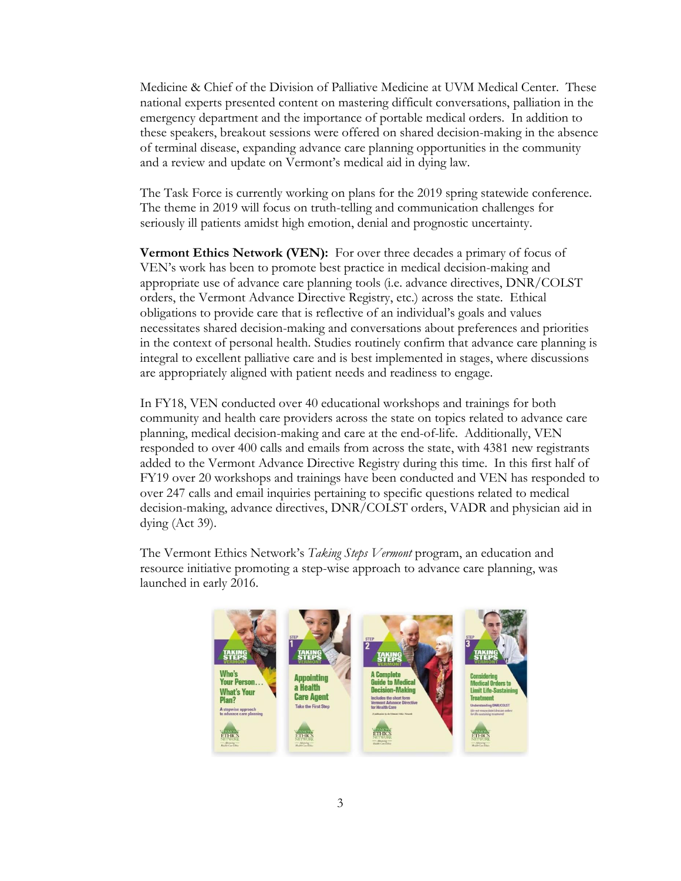Medicine & Chief of the Division of Palliative Medicine at UVM Medical Center. These national experts presented content on mastering difficult conversations, palliation in the emergency department and the importance of portable medical orders. In addition to these speakers, breakout sessions were offered on shared decision-making in the absence of terminal disease, expanding advance care planning opportunities in the community and a review and update on Vermont's medical aid in dying law.

The Task Force is currently working on plans for the 2019 spring statewide conference. The theme in 2019 will focus on truth-telling and communication challenges for seriously ill patients amidst high emotion, denial and prognostic uncertainty.

**Vermont Ethics Network (VEN):** For over three decades a primary of focus of VEN's work has been to promote best practice in medical decision-making and appropriate use of advance care planning tools (i.e. advance directives, DNR/COLST orders, the Vermont Advance Directive Registry, etc.) across the state. Ethical obligations to provide care that is reflective of an individual's goals and values necessitates shared decision-making and conversations about preferences and priorities in the context of personal health. Studies routinely confirm that advance care planning is integral to excellent palliative care and is best implemented in stages, where discussions are appropriately aligned with patient needs and readiness to engage.

In FY18, VEN conducted over 40 educational workshops and trainings for both community and health care providers across the state on topics related to advance care planning, medical decision-making and care at the end-of-life. Additionally, VEN responded to over 400 calls and emails from across the state, with 4381 new registrants added to the Vermont Advance Directive Registry during this time. In this first half of FY19 over 20 workshops and trainings have been conducted and VEN has responded to over 247 calls and email inquiries pertaining to specific questions related to medical decision-making, advance directives, DNR/COLST orders, VADR and physician aid in dying (Act 39).

The Vermont Ethics Network's *Taking Steps Vermont* program, an education and resource initiative promoting a step-wise approach to advance care planning, was launched in early 2016.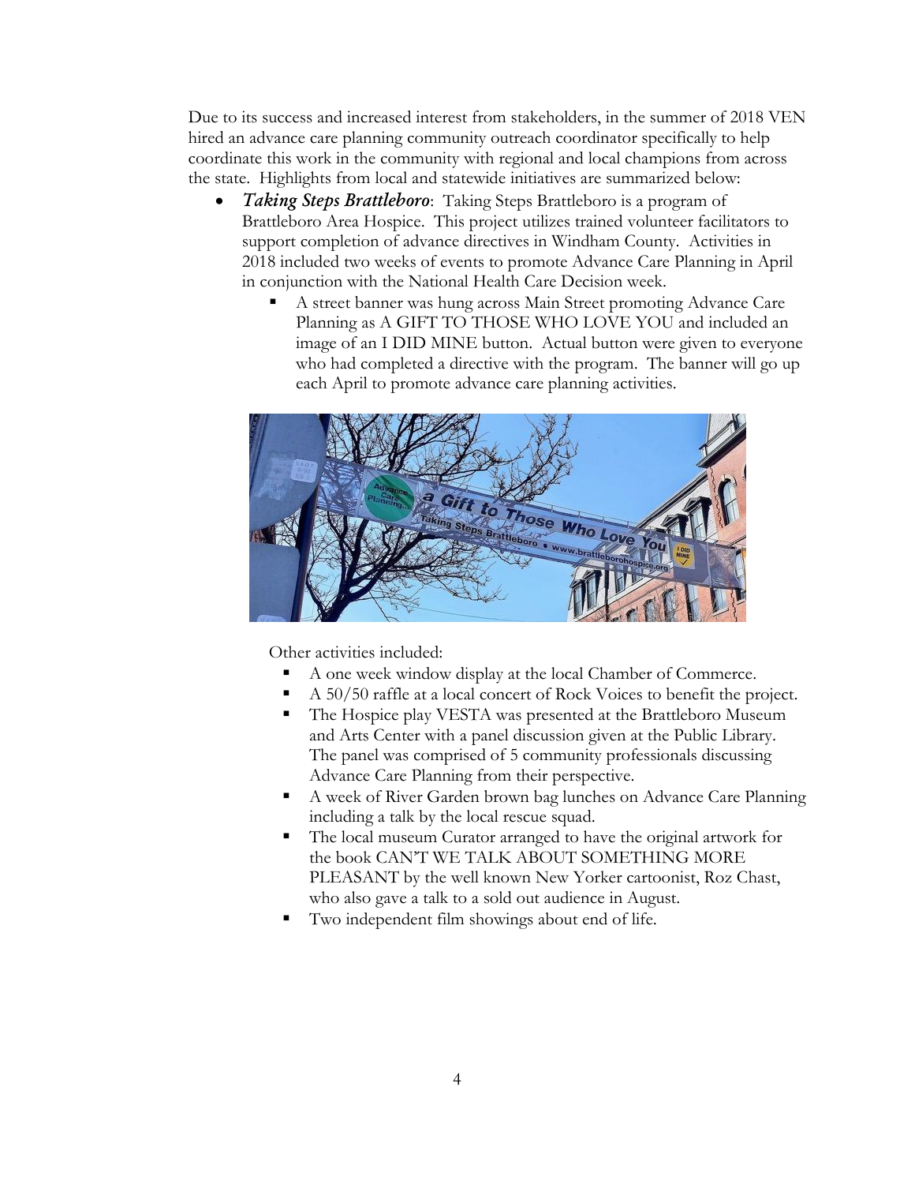Due to its success and increased interest from stakeholders, in the summer of 2018 VEN hired an advance care planning community outreach coordinator specifically to help coordinate this work in the community with regional and local champions from across the state. Highlights from local and statewide initiatives are summarized below:

- ***Taking Steps Brattleboro***: Taking Steps Brattleboro is a program of Brattleboro Area Hospice. This project utilizes trained volunteer facilitators to support completion of advance directives in Windham County. Activities in 2018 included two weeks of events to promote Advance Care Planning in April in conjunction with the National Health Care Decision week.
  - A street banner was hung across Main Street promoting Advance Care Planning as A GIFT TO THOSE WHO LOVE YOU and included an image of an I DID MINE button. Actual button were given to everyone who had completed a directive with the program. The banner will go up each April to promote advance care planning activities.

  Other activities included:
  - A one week window display at the local Chamber of Commerce.
  - A 50/50 raffle at a local concert of Rock Voices to benefit the project.
  - The Hospice play VESTA was presented at the Brattleboro Museum and Arts Center with a panel discussion given at the Public Library. The panel was comprised of 5 community professionals discussing Advance Care Planning from their perspective.
  - A week of River Garden brown bag lunches on Advance Care Planning including a talk by the local rescue squad.
  - The local museum Curator arranged to have the original artwork for the book CAN'T WE TALK ABOUT SOMETHING MORE PLEASANT by the well known New Yorker cartoonist, Roz Chast, who also gave a talk to a sold out audience in August.
  - Two independent film showings about end of life.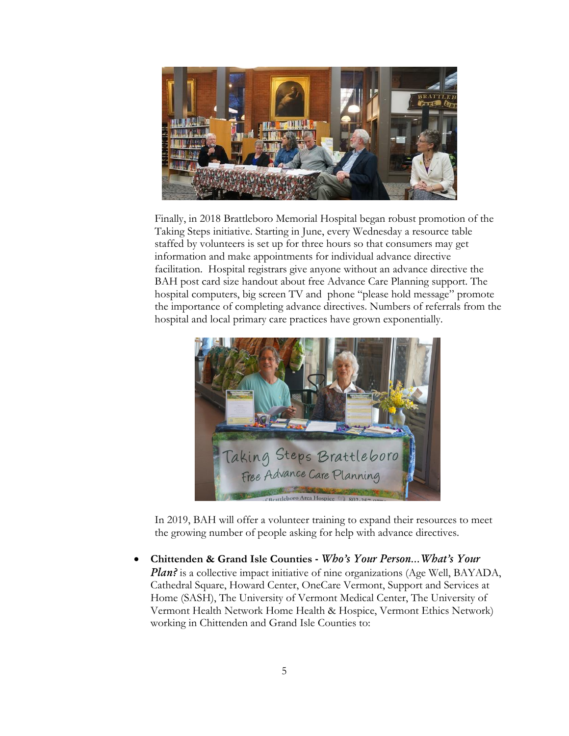Finally, in 2018 Brattleboro Memorial Hospital began robust promotion of the Taking Steps initiative. Starting in June, every Wednesday a resource table staffed by volunteers is set up for three hours so that consumers may get information and make appointments for individual advance directive facilitation. Hospital registrars give anyone without an advance directive the BAH post card size handout about free Advance Care Planning support. The hospital computers, big screen TV and phone "please hold message" promote the importance of completing advance directives. Numbers of referrals from the hospital and local primary care practices have grown exponentially.

In 2019, BAH will offer a volunteer training to expand their resources to meet the growing number of people asking for help with advance directives.

- **Chittenden & Grand Isle Counties -** ***Who's Your Person...What's Your Plan?*** is a collective impact initiative of nine organizations (Age Well, BAYADA, Cathedral Square, Howard Center, OneCare Vermont, Support and Services at Home (SASH), The University of Vermont Medical Center, The University of Vermont Health Network Home Health & Hospice, Vermont Ethics Network) working in Chittenden and Grand Isle Counties to: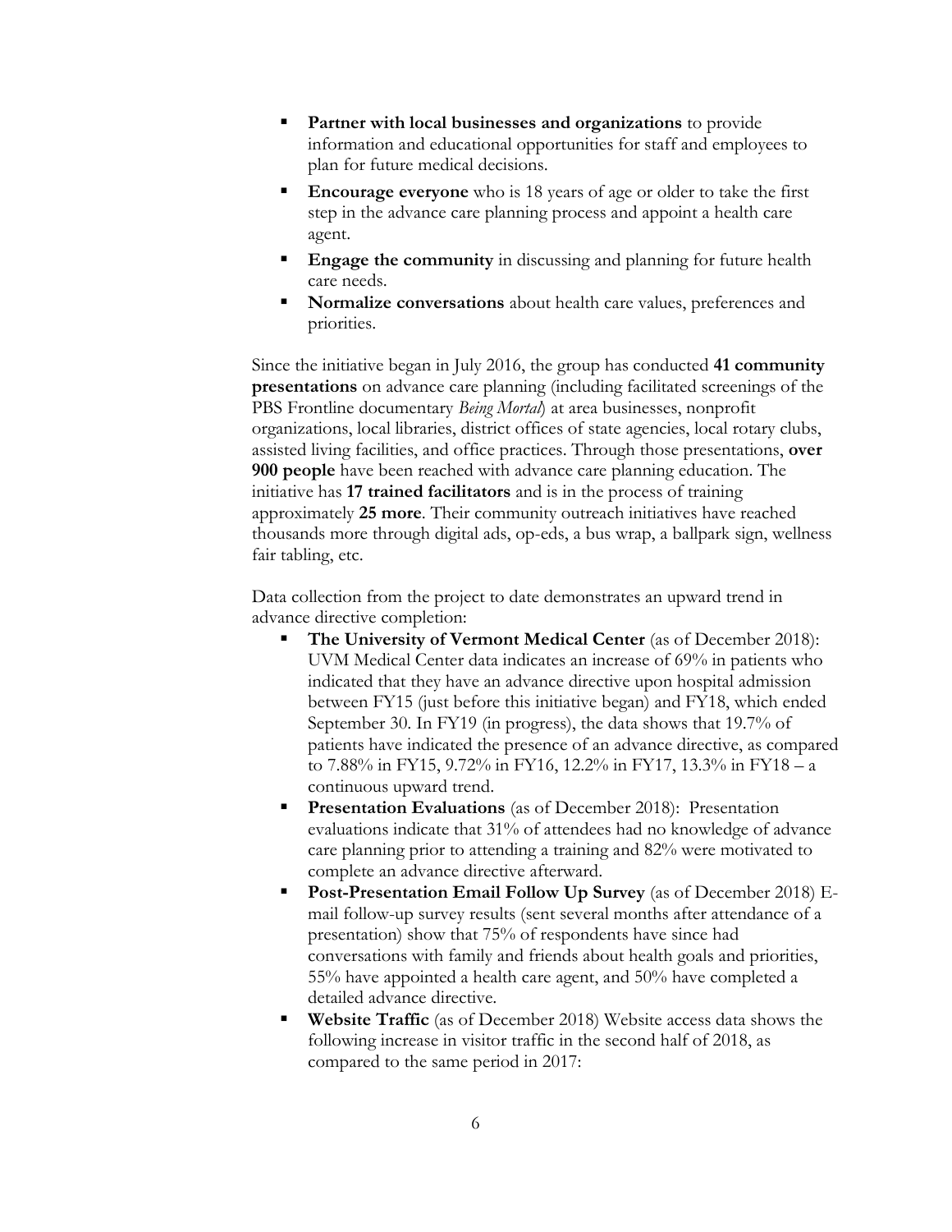- **Partner with local businesses and organizations** to provide information and educational opportunities for staff and employees to plan for future medical decisions.
- **Encourage everyone** who is 18 years of age or older to take the first step in the advance care planning process and appoint a health care agent.
- **Engage the community** in discussing and planning for future health care needs.
- **Normalize conversations** about health care values, preferences and priorities.

Since the initiative began in July 2016, the group has conducted **41 community presentations** on advance care planning (including facilitated screenings of the PBS Frontline documentary *Being Mortal*) at area businesses, nonprofit organizations, local libraries, district offices of state agencies, local rotary clubs, assisted living facilities, and office practices. Through those presentations, **over 900 people** have been reached with advance care planning education. The initiative has **17 trained facilitators** and is in the process of training approximately **25 more**. Their community outreach initiatives have reached thousands more through digital ads, op-eds, a bus wrap, a ballpark sign, wellness fair tabling, etc.

Data collection from the project to date demonstrates an upward trend in advance directive completion:

- **The University of Vermont Medical Center** (as of December 2018): UVM Medical Center data indicates an increase of 69% in patients who indicated that they have an advance directive upon hospital admission between FY15 (just before this initiative began) and FY18, which ended September 30. In FY19 (in progress), the data shows that 19.7% of patients have indicated the presence of an advance directive, as compared to 7.88% in FY15, 9.72% in FY16, 12.2% in FY17, 13.3% in FY18 – a continuous upward trend.
- **Presentation Evaluations** (as of December 2018): Presentation evaluations indicate that 31% of attendees had no knowledge of advance care planning prior to attending a training and 82% were motivated to complete an advance directive afterward.
- **Post-Presentation Email Follow Up Survey** (as of December 2018) E-mail follow-up survey results (sent several months after attendance of a presentation) show that 75% of respondents have since had conversations with family and friends about health goals and priorities, 55% have appointed a health care agent, and 50% have completed a detailed advance directive.
- **Website Traffic** (as of December 2018) Website access data shows the following increase in visitor traffic in the second half of 2018, as compared to the same period in 2017: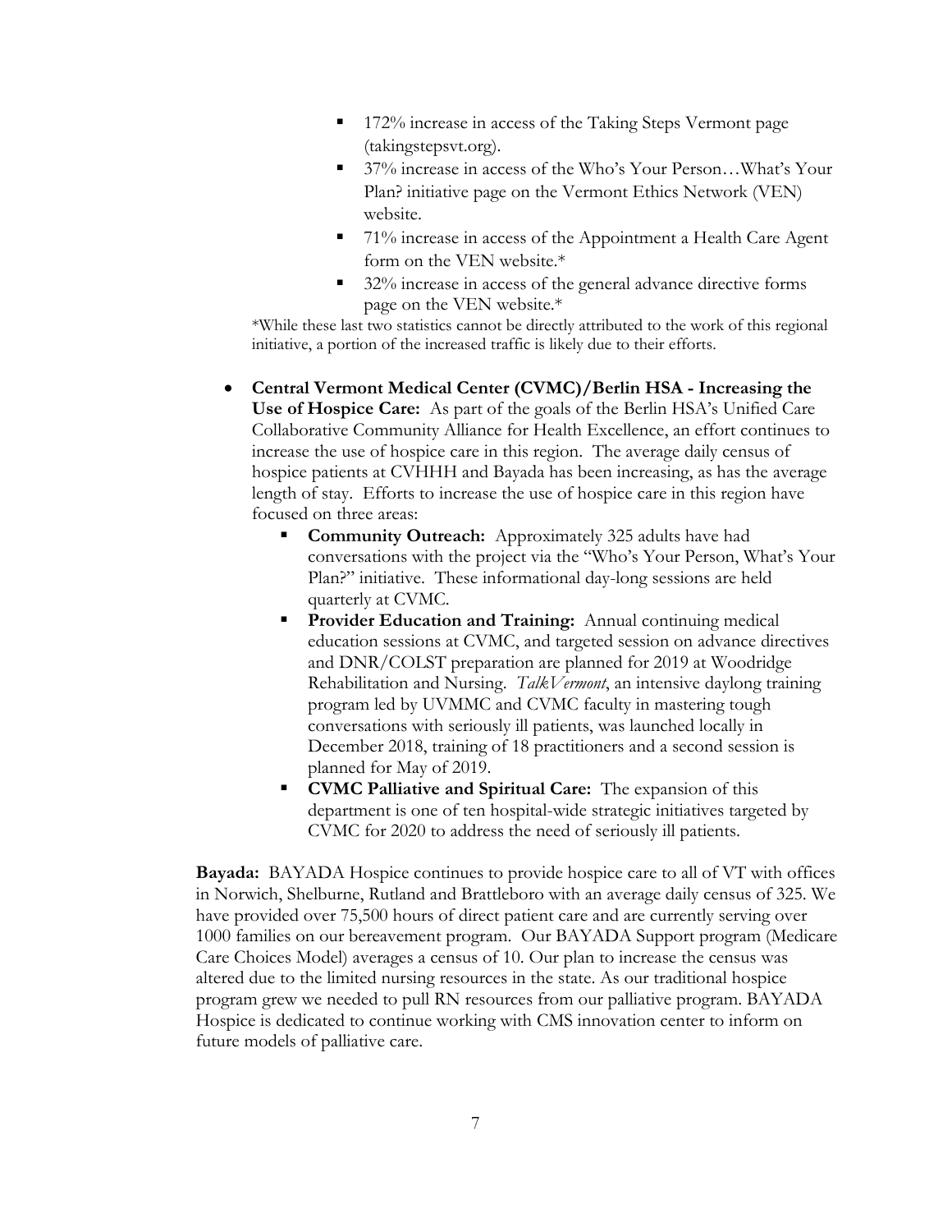- 172% increase in access of the Taking Steps Vermont page (takingstepsvt.org).
  - 37% increase in access of the Who's Your Person…What's Your Plan? initiative page on the Vermont Ethics Network (VEN) website.
  - 71% increase in access of the Appointment a Health Care Agent form on the VEN website.*
  - 32% increase in access of the general advance directive forms page on the VEN website.*

  *While these last two statistics cannot be directly attributed to the work of this regional initiative, a portion of the increased traffic is likely due to their efforts.

- **Central Vermont Medical Center (CVMC)/Berlin HSA - Increasing the Use of Hospice Care:** As part of the goals of the Berlin HSA's Unified Care Collaborative Community Alliance for Health Excellence, an effort continues to increase the use of hospice care in this region. The average daily census of hospice patients at CVHHH and Bayada has been increasing, as has the average length of stay. Efforts to increase the use of hospice care in this region have focused on three areas:
  - **Community Outreach:** Approximately 325 adults have had conversations with the project via the "Who's Your Person, What's Your Plan?" initiative. These informational day-long sessions are held quarterly at CVMC.
  - **Provider Education and Training:** Annual continuing medical education sessions at CVMC, and targeted session on advance directives and DNR/COLST preparation are planned for 2019 at Woodridge Rehabilitation and Nursing. *TalkVermont*, an intensive daylong training program led by UVMMC and CVMC faculty in mastering tough conversations with seriously ill patients, was launched locally in December 2018, training of 18 practitioners and a second session is planned for May of 2019.
  - **CVMC Palliative and Spiritual Care:** The expansion of this department is one of ten hospital-wide strategic initiatives targeted by CVMC for 2020 to address the need of seriously ill patients.

**Bayada:** BAYADA Hospice continues to provide hospice care to all of VT with offices in Norwich, Shelburne, Rutland and Brattleboro with an average daily census of 325. We have provided over 75,500 hours of direct patient care and are currently serving over 1000 families on our bereavement program. Our BAYADA Support program (Medicare Care Choices Model) averages a census of 10. Our plan to increase the census was altered due to the limited nursing resources in the state. As our traditional hospice program grew we needed to pull RN resources from our palliative program. BAYADA Hospice is dedicated to continue working with CMS innovation center to inform on future models of palliative care.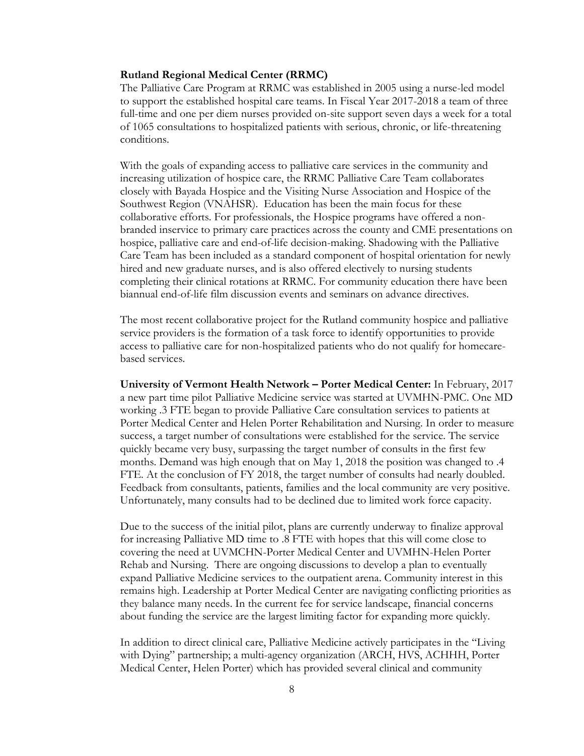**Rutland Regional Medical Center (RRMC)**
The Palliative Care Program at RRMC was established in 2005 using a nurse-led model to support the established hospital care teams. In Fiscal Year 2017-2018 a team of three full-time and one per diem nurses provided on-site support seven days a week for a total of 1065 consultations to hospitalized patients with serious, chronic, or life-threatening conditions.

With the goals of expanding access to palliative care services in the community and increasing utilization of hospice care, the RRMC Palliative Care Team collaborates closely with Bayada Hospice and the Visiting Nurse Association and Hospice of the Southwest Region (VNAHSR). Education has been the main focus for these collaborative efforts. For professionals, the Hospice programs have offered a non-branded inservice to primary care practices across the county and CME presentations on hospice, palliative care and end-of-life decision-making. Shadowing with the Palliative Care Team has been included as a standard component of hospital orientation for newly hired and new graduate nurses, and is also offered electively to nursing students completing their clinical rotations at RRMC. For community education there have been biannual end-of-life film discussion events and seminars on advance directives.

The most recent collaborative project for the Rutland community hospice and palliative service providers is the formation of a task force to identify opportunities to provide access to palliative care for non-hospitalized patients who do not qualify for homecare-based services.

**University of Vermont Health Network – Porter Medical Center:** In February, 2017 a new part time pilot Palliative Medicine service was started at UVMHN-PMC. One MD working .3 FTE began to provide Palliative Care consultation services to patients at Porter Medical Center and Helen Porter Rehabilitation and Nursing. In order to measure success, a target number of consultations were established for the service. The service quickly became very busy, surpassing the target number of consults in the first few months. Demand was high enough that on May 1, 2018 the position was changed to .4 FTE. At the conclusion of FY 2018, the target number of consults had nearly doubled. Feedback from consultants, patients, families and the local community are very positive. Unfortunately, many consults had to be declined due to limited work force capacity.

Due to the success of the initial pilot, plans are currently underway to finalize approval for increasing Palliative MD time to .8 FTE with hopes that this will come close to covering the need at UVMCHN-Porter Medical Center and UVMHN-Helen Porter Rehab and Nursing. There are ongoing discussions to develop a plan to eventually expand Palliative Medicine services to the outpatient arena. Community interest in this remains high. Leadership at Porter Medical Center are navigating conflicting priorities as they balance many needs. In the current fee for service landscape, financial concerns about funding the service are the largest limiting factor for expanding more quickly.

In addition to direct clinical care, Palliative Medicine actively participates in the "Living with Dying" partnership; a multi-agency organization (ARCH, HVS, ACHHH, Porter Medical Center, Helen Porter) which has provided several clinical and community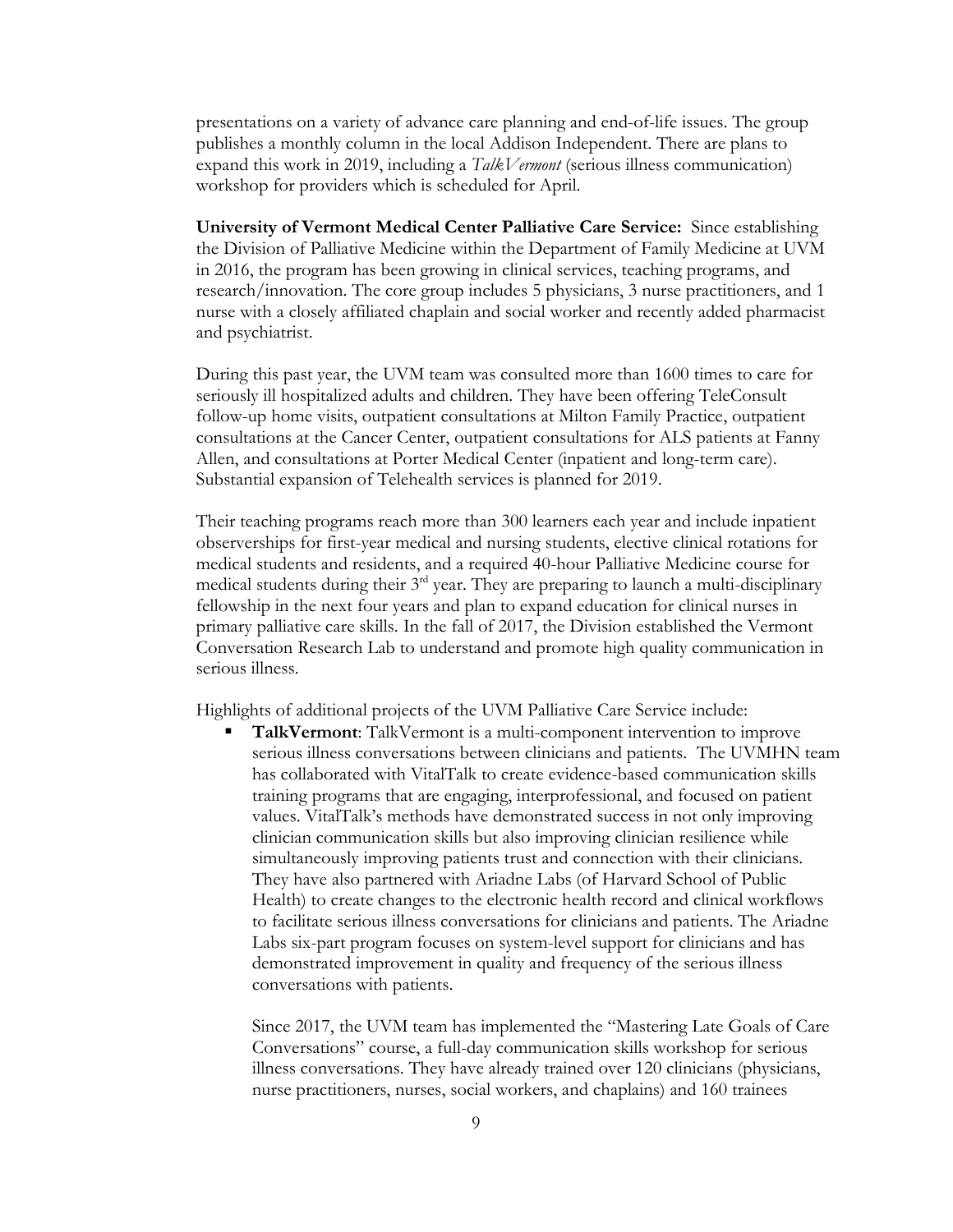presentations on a variety of advance care planning and end-of-life issues. The group publishes a monthly column in the local Addison Independent. There are plans to expand this work in 2019, including a *TalkVermont* (serious illness communication) workshop for providers which is scheduled for April.

**University of Vermont Medical Center Palliative Care Service:** Since establishing the Division of Palliative Medicine within the Department of Family Medicine at UVM in 2016, the program has been growing in clinical services, teaching programs, and research/innovation. The core group includes 5 physicians, 3 nurse practitioners, and 1 nurse with a closely affiliated chaplain and social worker and recently added pharmacist and psychiatrist.

During this past year, the UVM team was consulted more than 1600 times to care for seriously ill hospitalized adults and children. They have been offering TeleConsult follow-up home visits, outpatient consultations at Milton Family Practice, outpatient consultations at the Cancer Center, outpatient consultations for ALS patients at Fanny Allen, and consultations at Porter Medical Center (inpatient and long-term care). Substantial expansion of Telehealth services is planned for 2019.

Their teaching programs reach more than 300 learners each year and include inpatient observerships for first-year medical and nursing students, elective clinical rotations for medical students and residents, and a required 40-hour Palliative Medicine course for medical students during their 3rd year. They are preparing to launch a multi-disciplinary fellowship in the next four years and plan to expand education for clinical nurses in primary palliative care skills. In the fall of 2017, the Division established the Vermont Conversation Research Lab to understand and promote high quality communication in serious illness.

Highlights of additional projects of the UVM Palliative Care Service include:

- **TalkVermont**: TalkVermont is a multi-component intervention to improve serious illness conversations between clinicians and patients. The UVMHN team has collaborated with VitalTalk to create evidence-based communication skills training programs that are engaging, interprofessional, and focused on patient values. VitalTalk's methods have demonstrated success in not only improving clinician communication skills but also improving clinician resilience while simultaneously improving patients trust and connection with their clinicians. They have also partnered with Ariadne Labs (of Harvard School of Public Health) to create changes to the electronic health record and clinical workflows to facilitate serious illness conversations for clinicians and patients. The Ariadne Labs six-part program focuses on system-level support for clinicians and has demonstrated improvement in quality and frequency of the serious illness conversations with patients.

  Since 2017, the UVM team has implemented the "Mastering Late Goals of Care Conversations" course, a full-day communication skills workshop for serious illness conversations. They have already trained over 120 clinicians (physicians, nurse practitioners, nurses, social workers, and chaplains) and 160 trainees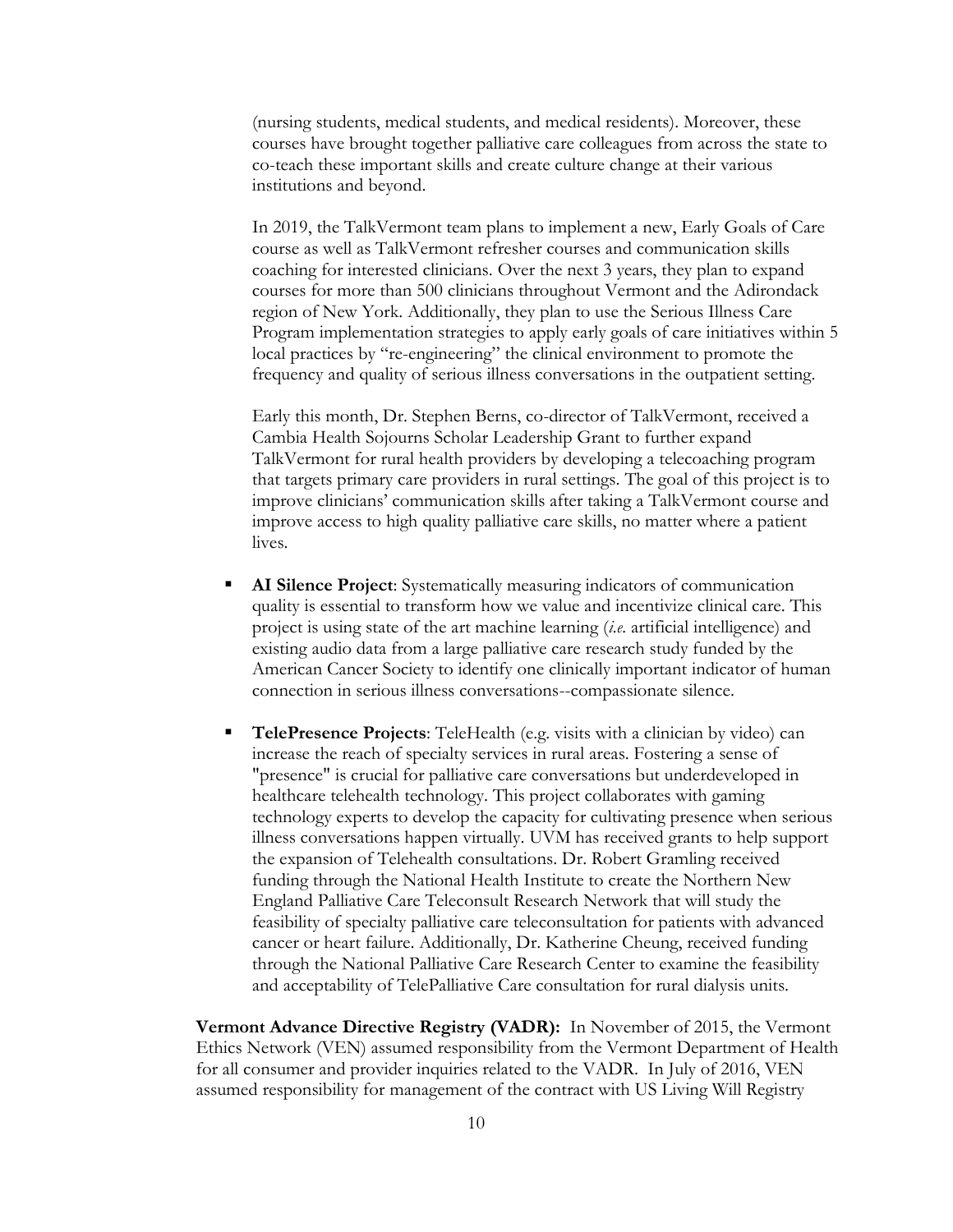(nursing students, medical students, and medical residents). Moreover, these courses have brought together palliative care colleagues from across the state to co-teach these important skills and create culture change at their various institutions and beyond.

In 2019, the TalkVermont team plans to implement a new, Early Goals of Care course as well as TalkVermont refresher courses and communication skills coaching for interested clinicians. Over the next 3 years, they plan to expand courses for more than 500 clinicians throughout Vermont and the Adirondack region of New York. Additionally, they plan to use the Serious Illness Care Program implementation strategies to apply early goals of care initiatives within 5 local practices by "re-engineering" the clinical environment to promote the frequency and quality of serious illness conversations in the outpatient setting.

Early this month, Dr. Stephen Berns, co-director of TalkVermont, received a Cambia Health Sojourns Scholar Leadership Grant to further expand TalkVermont for rural health providers by developing a telecoaching program that targets primary care providers in rural settings. The goal of this project is to improve clinicians' communication skills after taking a TalkVermont course and improve access to high quality palliative care skills, no matter where a patient lives.

- **AI Silence Project**: Systematically measuring indicators of communication quality is essential to transform how we value and incentivize clinical care. This project is using state of the art machine learning (*i.e.* artificial intelligence) and existing audio data from a large palliative care research study funded by the American Cancer Society to identify one clinically important indicator of human connection in serious illness conversations--compassionate silence.

- **TelePresence Projects**: TeleHealth (e.g. visits with a clinician by video) can increase the reach of specialty services in rural areas. Fostering a sense of "presence" is crucial for palliative care conversations but underdeveloped in healthcare telehealth technology. This project collaborates with gaming technology experts to develop the capacity for cultivating presence when serious illness conversations happen virtually. UVM has received grants to help support the expansion of Telehealth consultations. Dr. Robert Gramling received funding through the National Health Institute to create the Northern New England Palliative Care Teleconsult Research Network that will study the feasibility of specialty palliative care teleconsultation for patients with advanced cancer or heart failure. Additionally, Dr. Katherine Cheung, received funding through the National Palliative Care Research Center to examine the feasibility and acceptability of TelePalliative Care consultation for rural dialysis units.

**Vermont Advance Directive Registry (VADR):** In November of 2015, the Vermont Ethics Network (VEN) assumed responsibility from the Vermont Department of Health for all consumer and provider inquiries related to the VADR. In July of 2016, VEN assumed responsibility for management of the contract with US Living Will Registry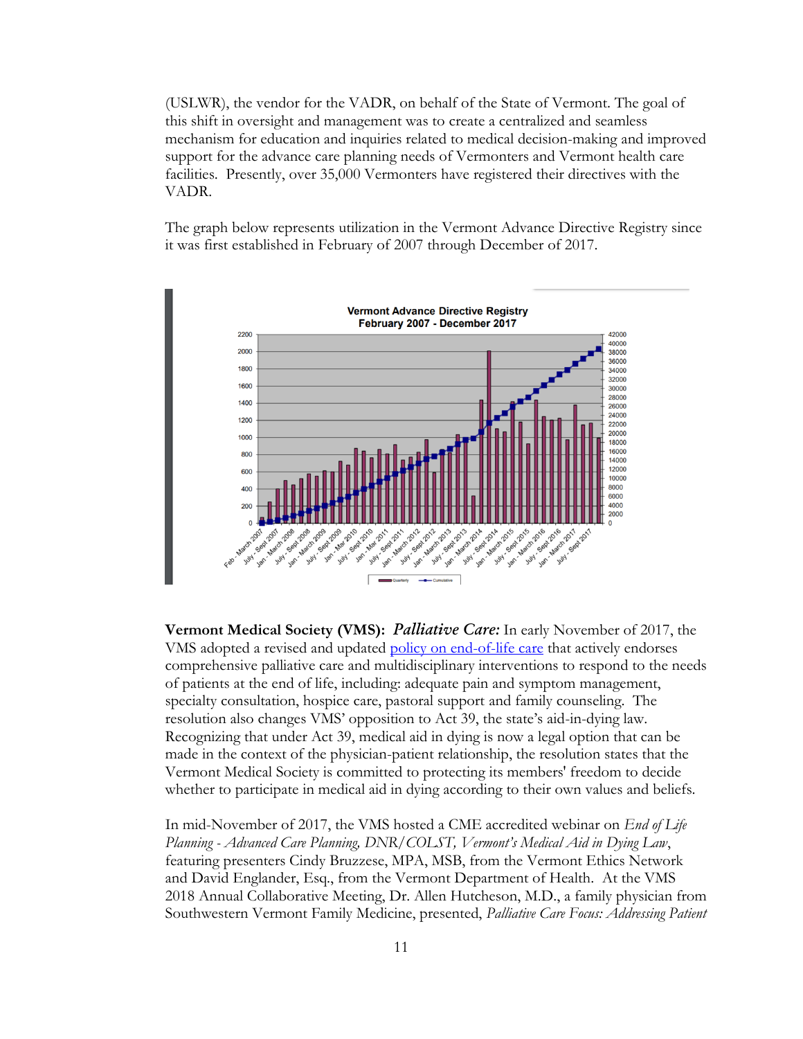(USLWR), the vendor for the VADR, on behalf of the State of Vermont. The goal of this shift in oversight and management was to create a centralized and seamless mechanism for education and inquiries related to medical decision-making and improved support for the advance care planning needs of Vermonters and Vermont health care facilities. Presently, over 35,000 Vermonters have registered their directives with the VADR.

The graph below represents utilization in the Vermont Advance Directive Registry since it was first established in February of 2007 through December of 2017.

**Vermont Medical Society (VMS):** ***Palliative Care:*** In early November of 2017, the VMS adopted a revised and updated policy on end-of-life care that actively endorses comprehensive palliative care and multidisciplinary interventions to respond to the needs of patients at the end of life, including: adequate pain and symptom management, specialty consultation, hospice care, pastoral support and family counseling. The resolution also changes VMS' opposition to Act 39, the state's aid-in-dying law. Recognizing that under Act 39, medical aid in dying is now a legal option that can be made in the context of the physician-patient relationship, the resolution states that the Vermont Medical Society is committed to protecting its members' freedom to decide whether to participate in medical aid in dying according to their own values and beliefs.

In mid-November of 2017, the VMS hosted a CME accredited webinar on *End of Life Planning - Advanced Care Planning, DNR/COLST, Vermont's Medical Aid in Dying Law*, featuring presenters Cindy Bruzzese, MPA, MSB, from the Vermont Ethics Network and David Englander, Esq., from the Vermont Department of Health. At the VMS 2018 Annual Collaborative Meeting, Dr. Allen Hutcheson, M.D., a family physician from Southwestern Vermont Family Medicine, presented, *Palliative Care Focus: Addressing Patient*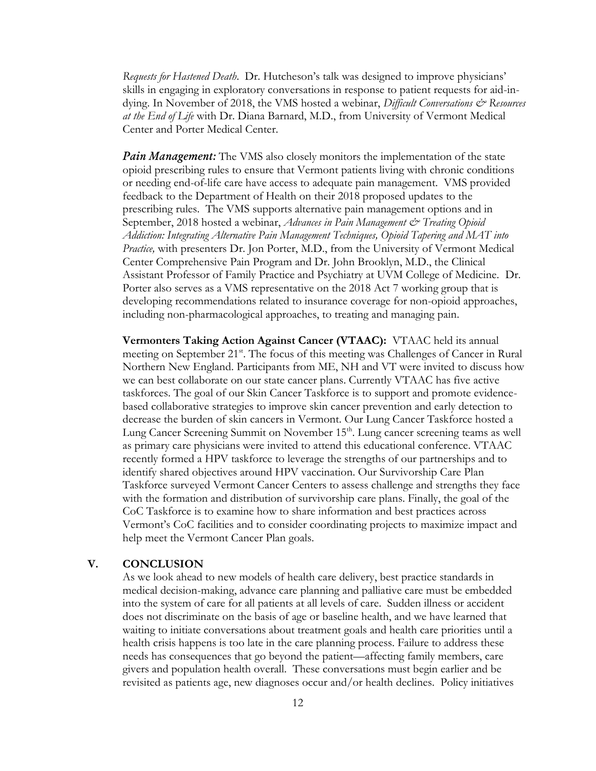*Requests for Hastened Death*. Dr. Hutcheson's talk was designed to improve physicians' skills in engaging in exploratory conversations in response to patient requests for aid-in-dying. In November of 2018, the VMS hosted a webinar, *Difficult Conversations & Resources at the End of Life* with Dr. Diana Barnard, M.D., from University of Vermont Medical Center and Porter Medical Center.

***Pain Management:*** The VMS also closely monitors the implementation of the state opioid prescribing rules to ensure that Vermont patients living with chronic conditions or needing end-of-life care have access to adequate pain management. VMS provided feedback to the Department of Health on their 2018 proposed updates to the prescribing rules. The VMS supports alternative pain management options and in September, 2018 hosted a webinar, *Advances in Pain Management & Treating Opioid Addiction: Integrating Alternative Pain Management Techniques, Opioid Tapering and MAT into Practice,* with presenters Dr. Jon Porter, M.D., from the University of Vermont Medical Center Comprehensive Pain Program and Dr. John Brooklyn, M.D., the Clinical Assistant Professor of Family Practice and Psychiatry at UVM College of Medicine. Dr. Porter also serves as a VMS representative on the 2018 Act 7 working group that is developing recommendations related to insurance coverage for non-opioid approaches, including non-pharmacological approaches, to treating and managing pain.

**Vermonters Taking Action Against Cancer (VTAAC):** VTAAC held its annual meeting on September 21st. The focus of this meeting was Challenges of Cancer in Rural Northern New England. Participants from ME, NH and VT were invited to discuss how we can best collaborate on our state cancer plans. Currently VTAAC has five active taskforces. The goal of our Skin Cancer Taskforce is to support and promote evidence-based collaborative strategies to improve skin cancer prevention and early detection to decrease the burden of skin cancers in Vermont. Our Lung Cancer Taskforce hosted a Lung Cancer Screening Summit on November 15th. Lung cancer screening teams as well as primary care physicians were invited to attend this educational conference. VTAAC recently formed a HPV taskforce to leverage the strengths of our partnerships and to identify shared objectives around HPV vaccination. Our Survivorship Care Plan Taskforce surveyed Vermont Cancer Centers to assess challenge and strengths they face with the formation and distribution of survivorship care plans. Finally, the goal of the CoC Taskforce is to examine how to share information and best practices across Vermont's CoC facilities and to consider coordinating projects to maximize impact and help meet the Vermont Cancer Plan goals.

## V. CONCLUSION

As we look ahead to new models of health care delivery, best practice standards in medical decision-making, advance care planning and palliative care must be embedded into the system of care for all patients at all levels of care. Sudden illness or accident does not discriminate on the basis of age or baseline health, and we have learned that waiting to initiate conversations about treatment goals and health care priorities until a health crisis happens is too late in the care planning process. Failure to address these needs has consequences that go beyond the patient—affecting family members, care givers and population health overall. These conversations must begin earlier and be revisited as patients age, new diagnoses occur and/or health declines. Policy initiatives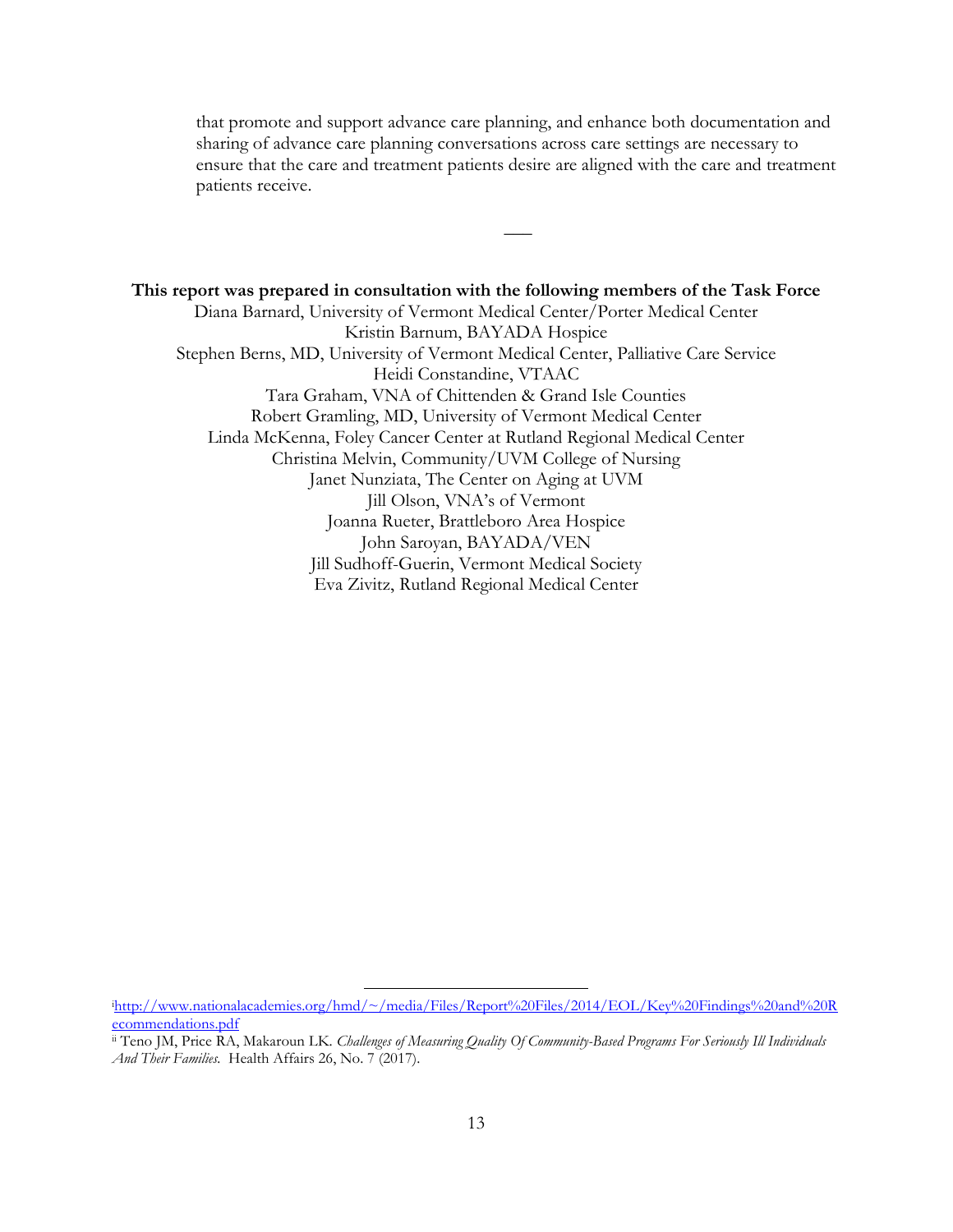that promote and support advance care planning, and enhance both documentation and sharing of advance care planning conversations across care settings are necessary to ensure that the care and treatment patients desire are aligned with the care and treatment patients receive.

---

**This report was prepared in consultation with the following members of the Task Force**

Diana Barnard, University of Vermont Medical Center/Porter Medical Center
Kristin Barnum, BAYADA Hospice
Stephen Berns, MD, University of Vermont Medical Center, Palliative Care Service
Heidi Constandine, VTAAC
Tara Graham, VNA of Chittenden & Grand Isle Counties
Robert Gramling, MD, University of Vermont Medical Center
Linda McKenna, Foley Cancer Center at Rutland Regional Medical Center
Christina Melvin, Community/UVM College of Nursing
Janet Nunziata, The Center on Aging at UVM
Jill Olson, VNA's of Vermont
Joanna Rueter, Brattleboro Area Hospice
John Saroyan, BAYADA/VEN
Jill Sudhoff-Guerin, Vermont Medical Society
Eva Zivitz, Rutland Regional Medical Center

---

[i] http://www.nationalacademies.org/hmd/~/media/Files/Report%20Files/2014/EOL/Key%20Findings%20and%20Recommendations.pdf

[ii] Teno JM, Price RA, Makaroun LK. *Challenges of Measuring Quality Of Community-Based Programs For Seriously Ill Individuals And Their Families.* Health Affairs 26, No. 7 (2017).